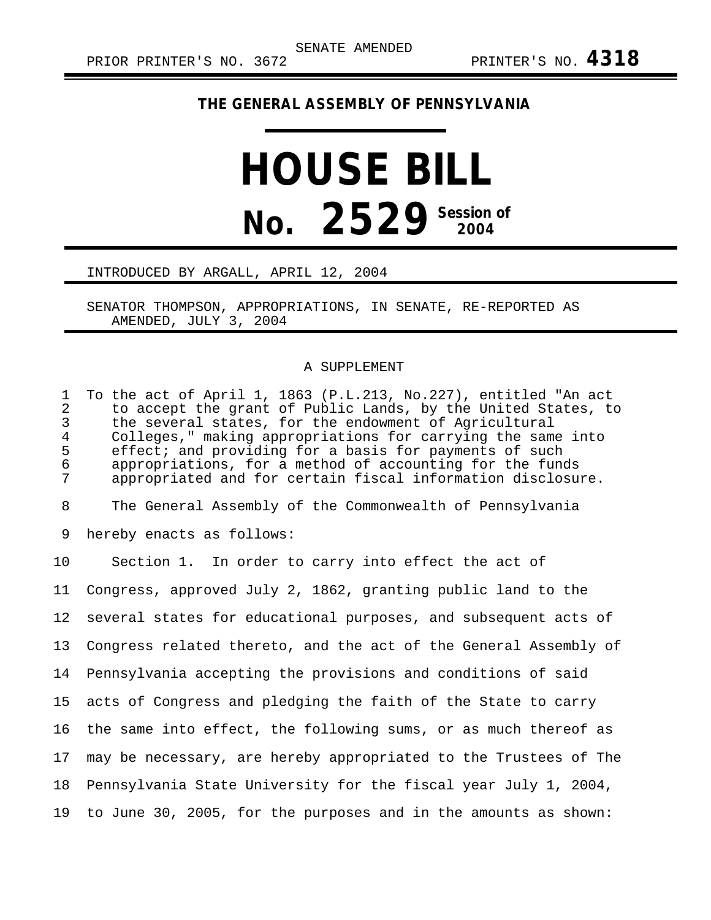SENATE AMENDED

PRIOR PRINTER'S NO. 3672 PRINTER'S NO. **4318**

**THE GENERAL ASSEMBLY OF PENNSYLVANIA**

# HOUSE BILL

# No. 2529 Session of 2004

INTRODUCED BY ARGALL, APRIL 12, 2004

SENATOR THOMPSON, APPROPRIATIONS, IN SENATE, RE-REPORTED AS AMENDED, JULY 3, 2004

A SUPPLEMENT

To the act of April 1, 1863 (P.L.213, No.227), entitled "An act to accept the grant of Public Lands, by the United States, to the several states, for the endowment of Agricultural Colleges," making appropriations for carrying the same into effect; and providing for a basis for payments of such appropriations, for a method of accounting for the funds appropriated and for certain fiscal information disclosure.

The General Assembly of the Commonwealth of Pennsylvania hereby enacts as follows:

Section 1. In order to carry into effect the act of Congress, approved July 2, 1862, granting public land to the several states for educational purposes, and subsequent acts of Congress related thereto, and the act of the General Assembly of Pennsylvania accepting the provisions and conditions of said acts of Congress and pledging the faith of the State to carry the same into effect, the following sums, or as much thereof as may be necessary, are hereby appropriated to the Trustees of The Pennsylvania State University for the fiscal year July 1, 2004, to June 30, 2005, for the purposes and in the amounts as shown: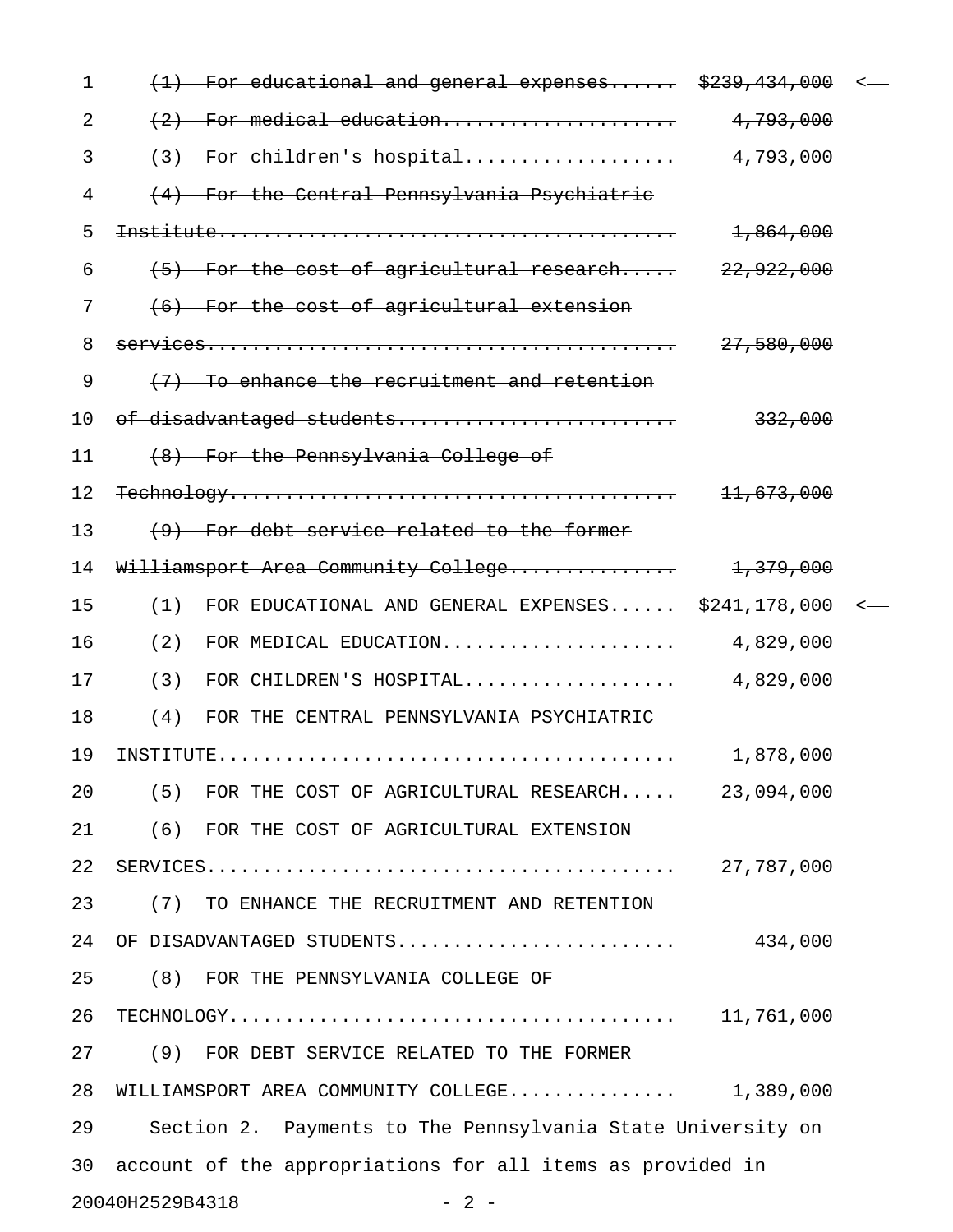~~(1) For educational and general expenses...... $239,434,000~~

~~(2) For medical education..................... 4,793,000~~

~~(3) For children's hospital................... 4,793,000~~

~~(4) For the Central Pennsylvania Psychiatric Institute........................................ 1,864,000~~

~~(5) For the cost of agricultural research..... 22,922,000~~

~~(6) For the cost of agricultural extension services......................................... 27,580,000~~

~~(7) To enhance the recruitment and retention of disadvantaged students........................ 332,000~~

~~(8) For the Pennsylvania College of Technology....................................... 11,673,000~~

~~(9) For debt service related to the former Williamsport Area Community College.............. 1,379,000~~

(1) FOR EDUCATIONAL AND GENERAL EXPENSES...... $241,178,000

(2) FOR MEDICAL EDUCATION..................... 4,829,000

(3) FOR CHILDREN'S HOSPITAL................... 4,829,000

(4) FOR THE CENTRAL PENNSYLVANIA PSYCHIATRIC INSTITUTE........................................ 1,878,000

(5) FOR THE COST OF AGRICULTURAL RESEARCH..... 23,094,000

(6) FOR THE COST OF AGRICULTURAL EXTENSION SERVICES......................................... 27,787,000

(7) TO ENHANCE THE RECRUITMENT AND RETENTION OF DISADVANTAGED STUDENTS........................ 434,000

(8) FOR THE PENNSYLVANIA COLLEGE OF TECHNOLOGY....................................... 11,761,000

(9) FOR DEBT SERVICE RELATED TO THE FORMER WILLIAMSPORT AREA COMMUNITY COLLEGE.............. 1,389,000

Section 2. Payments to The Pennsylvania State University on account of the appropriations for all items as provided in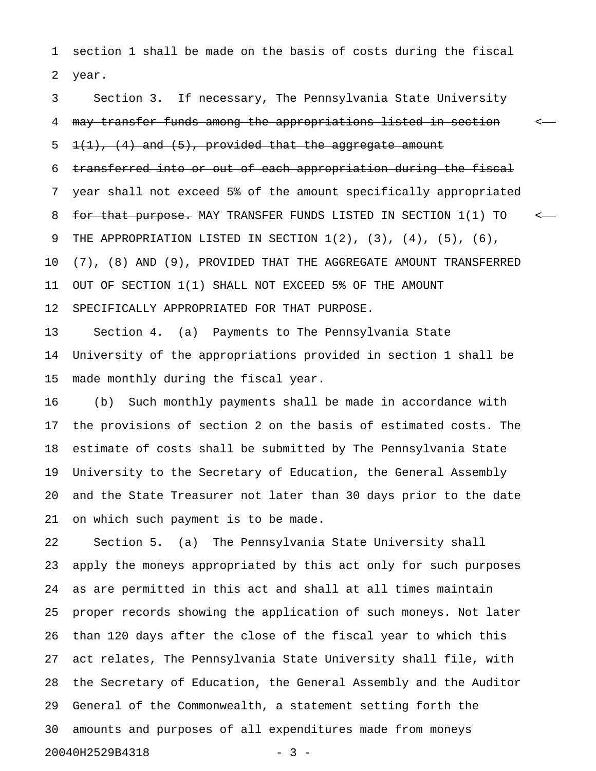section 1 shall be made on the basis of costs during the fiscal year.

Section 3. If necessary, The Pennsylvania State University ~~may transfer funds among the appropriations listed in section 1(1), (4) and (5), provided that the aggregate amount transferred into or out of each appropriation during the fiscal year shall not exceed 5% of the amount specifically appropriated for that purpose.~~ MAY TRANSFER FUNDS LISTED IN SECTION 1(1) TO THE APPROPRIATION LISTED IN SECTION 1(2), (3), (4), (5), (6), (7), (8) AND (9), PROVIDED THAT THE AGGREGATE AMOUNT TRANSFERRED OUT OF SECTION 1(1) SHALL NOT EXCEED 5% OF THE AMOUNT SPECIFICALLY APPROPRIATED FOR THAT PURPOSE.

Section 4. (a) Payments to The Pennsylvania State University of the appropriations provided in section 1 shall be made monthly during the fiscal year.

(b) Such monthly payments shall be made in accordance with the provisions of section 2 on the basis of estimated costs. The estimate of costs shall be submitted by The Pennsylvania State University to the Secretary of Education, the General Assembly and the State Treasurer not later than 30 days prior to the date on which such payment is to be made.

Section 5. (a) The Pennsylvania State University shall apply the moneys appropriated by this act only for such purposes as are permitted in this act and shall at all times maintain proper records showing the application of such moneys. Not later than 120 days after the close of the fiscal year to which this act relates, The Pennsylvania State University shall file, with the Secretary of Education, the General Assembly and the Auditor General of the Commonwealth, a statement setting forth the amounts and purposes of all expenditures made from moneys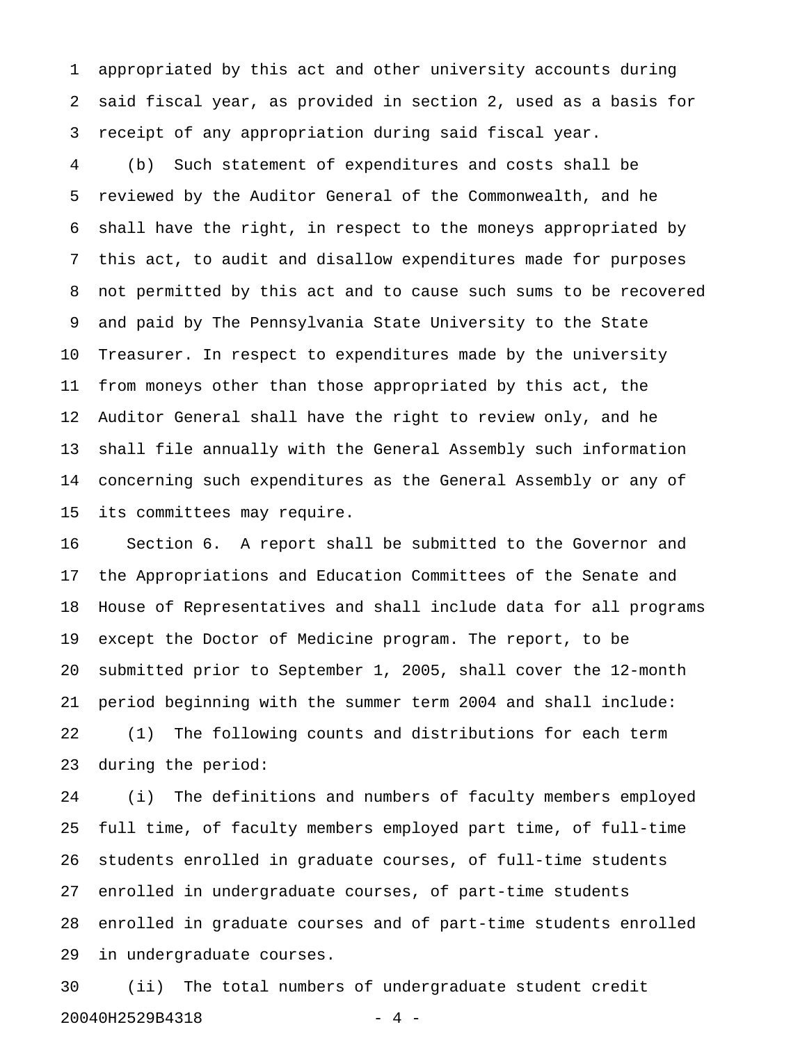appropriated by this act and other university accounts during said fiscal year, as provided in section 2, used as a basis for receipt of any appropriation during said fiscal year.

(b) Such statement of expenditures and costs shall be reviewed by the Auditor General of the Commonwealth, and he shall have the right, in respect to the moneys appropriated by this act, to audit and disallow expenditures made for purposes not permitted by this act and to cause such sums to be recovered and paid by The Pennsylvania State University to the State Treasurer. In respect to expenditures made by the university from moneys other than those appropriated by this act, the Auditor General shall have the right to review only, and he shall file annually with the General Assembly such information concerning such expenditures as the General Assembly or any of its committees may require.

Section 6. A report shall be submitted to the Governor and the Appropriations and Education Committees of the Senate and House of Representatives and shall include data for all programs except the Doctor of Medicine program. The report, to be submitted prior to September 1, 2005, shall cover the 12-month period beginning with the summer term 2004 and shall include:

(1) The following counts and distributions for each term during the period:

(i) The definitions and numbers of faculty members employed full time, of faculty members employed part time, of full-time students enrolled in graduate courses, of full-time students enrolled in undergraduate courses, of part-time students enrolled in graduate courses and of part-time students enrolled in undergraduate courses.

(ii) The total numbers of undergraduate student credit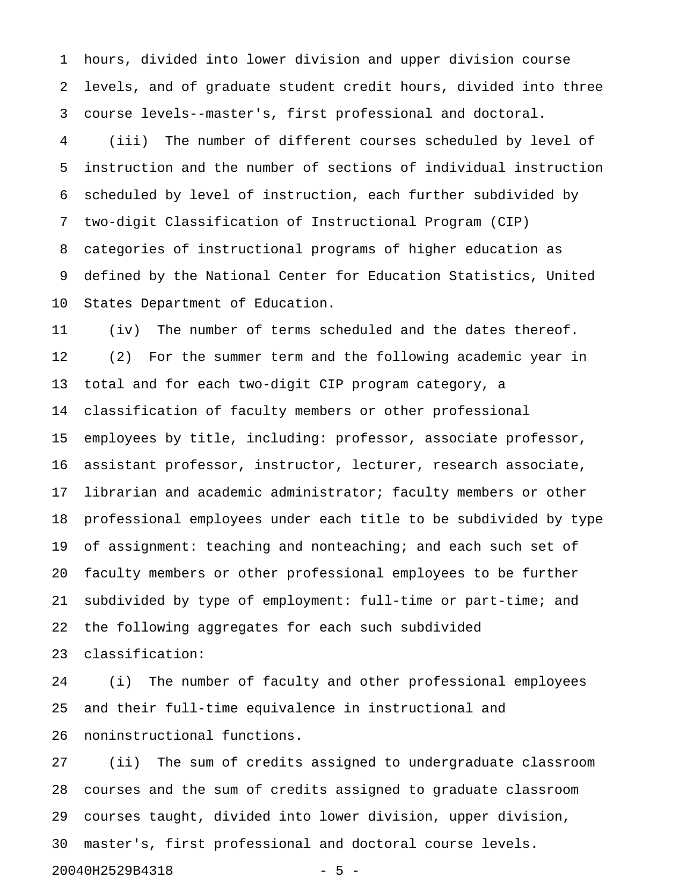hours, divided into lower division and upper division course levels, and of graduate student credit hours, divided into three course levels--master's, first professional and doctoral.

(iii) The number of different courses scheduled by level of instruction and the number of sections of individual instruction scheduled by level of instruction, each further subdivided by two-digit Classification of Instructional Program (CIP) categories of instructional programs of higher education as defined by the National Center for Education Statistics, United States Department of Education.

(iv) The number of terms scheduled and the dates thereof.

(2) For the summer term and the following academic year in total and for each two-digit CIP program category, a classification of faculty members or other professional employees by title, including: professor, associate professor, assistant professor, instructor, lecturer, research associate, librarian and academic administrator; faculty members or other professional employees under each title to be subdivided by type of assignment: teaching and nonteaching; and each such set of faculty members or other professional employees to be further subdivided by type of employment: full-time or part-time; and the following aggregates for each such subdivided classification:

(i) The number of faculty and other professional employees and their full-time equivalence in instructional and noninstructional functions.

(ii) The sum of credits assigned to undergraduate classroom courses and the sum of credits assigned to graduate classroom courses taught, divided into lower division, upper division, master's, first professional and doctoral course levels.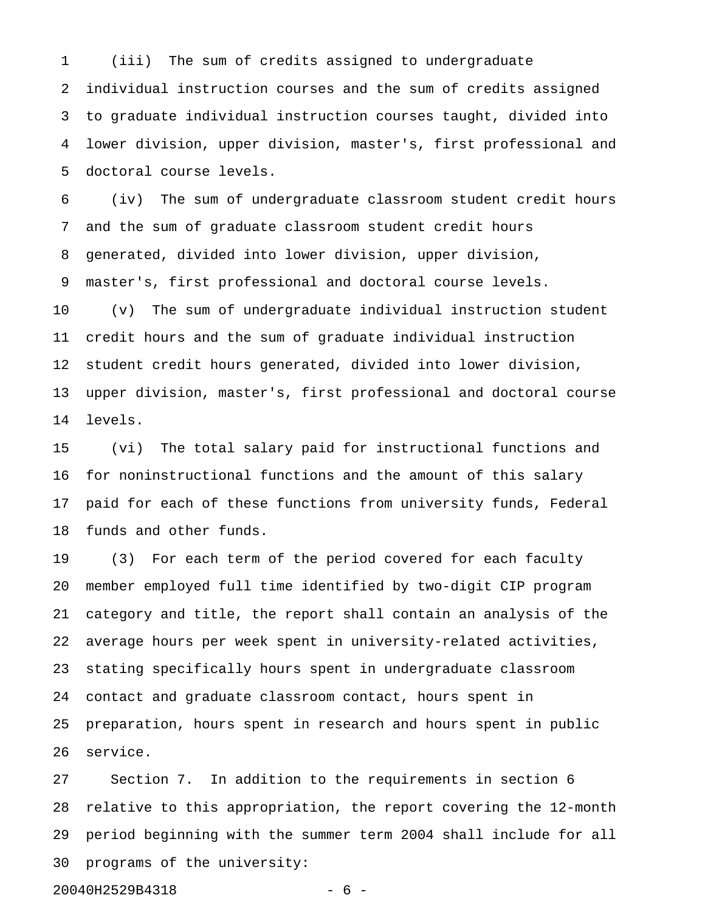(iii) The sum of credits assigned to undergraduate individual instruction courses and the sum of credits assigned to graduate individual instruction courses taught, divided into lower division, upper division, master's, first professional and doctoral course levels.

(iv) The sum of undergraduate classroom student credit hours and the sum of graduate classroom student credit hours generated, divided into lower division, upper division, master's, first professional and doctoral course levels.

(v) The sum of undergraduate individual instruction student credit hours and the sum of graduate individual instruction student credit hours generated, divided into lower division, upper division, master's, first professional and doctoral course levels.

(vi) The total salary paid for instructional functions and for noninstructional functions and the amount of this salary paid for each of these functions from university funds, Federal funds and other funds.

(3) For each term of the period covered for each faculty member employed full time identified by two-digit CIP program category and title, the report shall contain an analysis of the average hours per week spent in university-related activities, stating specifically hours spent in undergraduate classroom contact and graduate classroom contact, hours spent in preparation, hours spent in research and hours spent in public service.

Section 7. In addition to the requirements in section 6 relative to this appropriation, the report covering the 12-month period beginning with the summer term 2004 shall include for all programs of the university: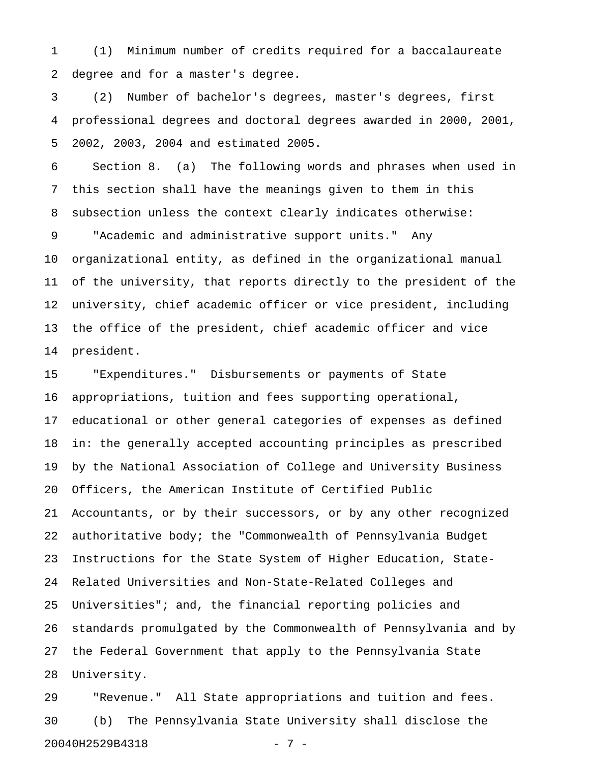(1) Minimum number of credits required for a baccalaureate degree and for a master's degree.

(2) Number of bachelor's degrees, master's degrees, first professional degrees and doctoral degrees awarded in 2000, 2001, 2002, 2003, 2004 and estimated 2005.

Section 8. (a) The following words and phrases when used in this section shall have the meanings given to them in this subsection unless the context clearly indicates otherwise:

"Academic and administrative support units." Any organizational entity, as defined in the organizational manual of the university, that reports directly to the president of the university, chief academic officer or vice president, including the office of the president, chief academic officer and vice president.

"Expenditures." Disbursements or payments of State appropriations, tuition and fees supporting operational, educational or other general categories of expenses as defined in: the generally accepted accounting principles as prescribed by the National Association of College and University Business Officers, the American Institute of Certified Public Accountants, or by their successors, or by any other recognized authoritative body; the "Commonwealth of Pennsylvania Budget Instructions for the State System of Higher Education, State-Related Universities and Non-State-Related Colleges and Universities"; and, the financial reporting policies and standards promulgated by the Commonwealth of Pennsylvania and by the Federal Government that apply to the Pennsylvania State University.

"Revenue." All State appropriations and tuition and fees.

(b) The Pennsylvania State University shall disclose the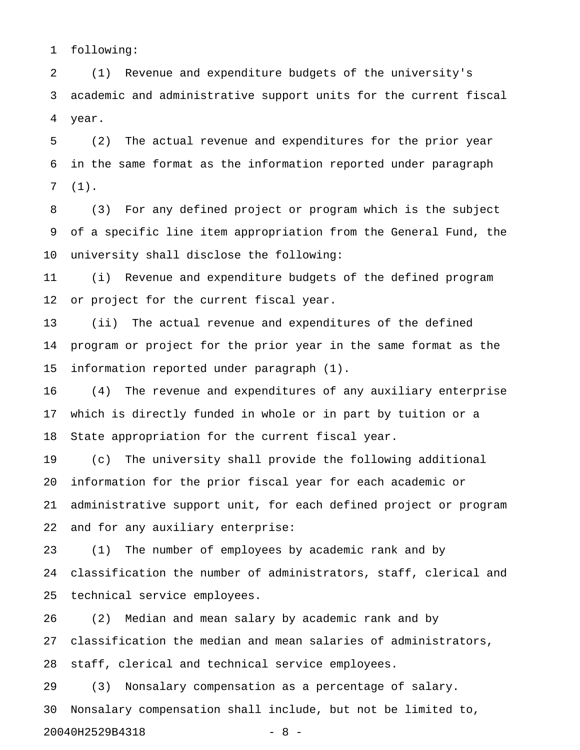following:

(1) Revenue and expenditure budgets of the university's academic and administrative support units for the current fiscal year.

(2) The actual revenue and expenditures for the prior year in the same format as the information reported under paragraph (1).

(3) For any defined project or program which is the subject of a specific line item appropriation from the General Fund, the university shall disclose the following:

(i) Revenue and expenditure budgets of the defined program or project for the current fiscal year.

(ii) The actual revenue and expenditures of the defined program or project for the prior year in the same format as the information reported under paragraph (1).

(4) The revenue and expenditures of any auxiliary enterprise which is directly funded in whole or in part by tuition or a State appropriation for the current fiscal year.

(c) The university shall provide the following additional information for the prior fiscal year for each academic or administrative support unit, for each defined project or program and for any auxiliary enterprise:

(1) The number of employees by academic rank and by classification the number of administrators, staff, clerical and technical service employees.

(2) Median and mean salary by academic rank and by classification the median and mean salaries of administrators, staff, clerical and technical service employees.

(3) Nonsalary compensation as a percentage of salary. Nonsalary compensation shall include, but not be limited to,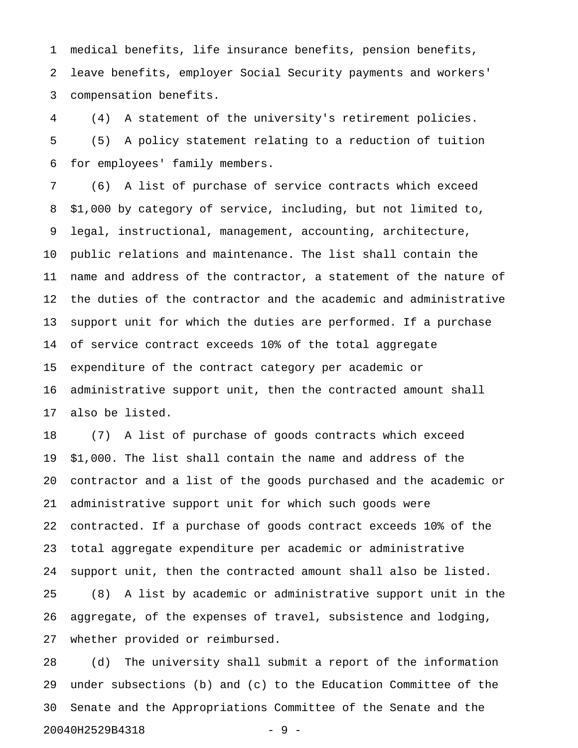medical benefits, life insurance benefits, pension benefits, leave benefits, employer Social Security payments and workers' compensation benefits.

(4) A statement of the university's retirement policies.

(5) A policy statement relating to a reduction of tuition for employees' family members.

(6) A list of purchase of service contracts which exceed $1,000 by category of service, including, but not limited to, legal, instructional, management, accounting, architecture, public relations and maintenance. The list shall contain the name and address of the contractor, a statement of the nature of the duties of the contractor and the academic and administrative support unit for which the duties are performed. If a purchase of service contract exceeds 10% of the total aggregate expenditure of the contract category per academic or administrative support unit, then the contracted amount shall also be listed.

(7) A list of purchase of goods contracts which exceed $1,000. The list shall contain the name and address of the contractor and a list of the goods purchased and the academic or administrative support unit for which such goods were contracted. If a purchase of goods contract exceeds 10% of the total aggregate expenditure per academic or administrative support unit, then the contracted amount shall also be listed.

(8) A list by academic or administrative support unit in the aggregate, of the expenses of travel, subsistence and lodging, whether provided or reimbursed.

(d) The university shall submit a report of the information under subsections (b) and (c) to the Education Committee of the Senate and the Appropriations Committee of the Senate and the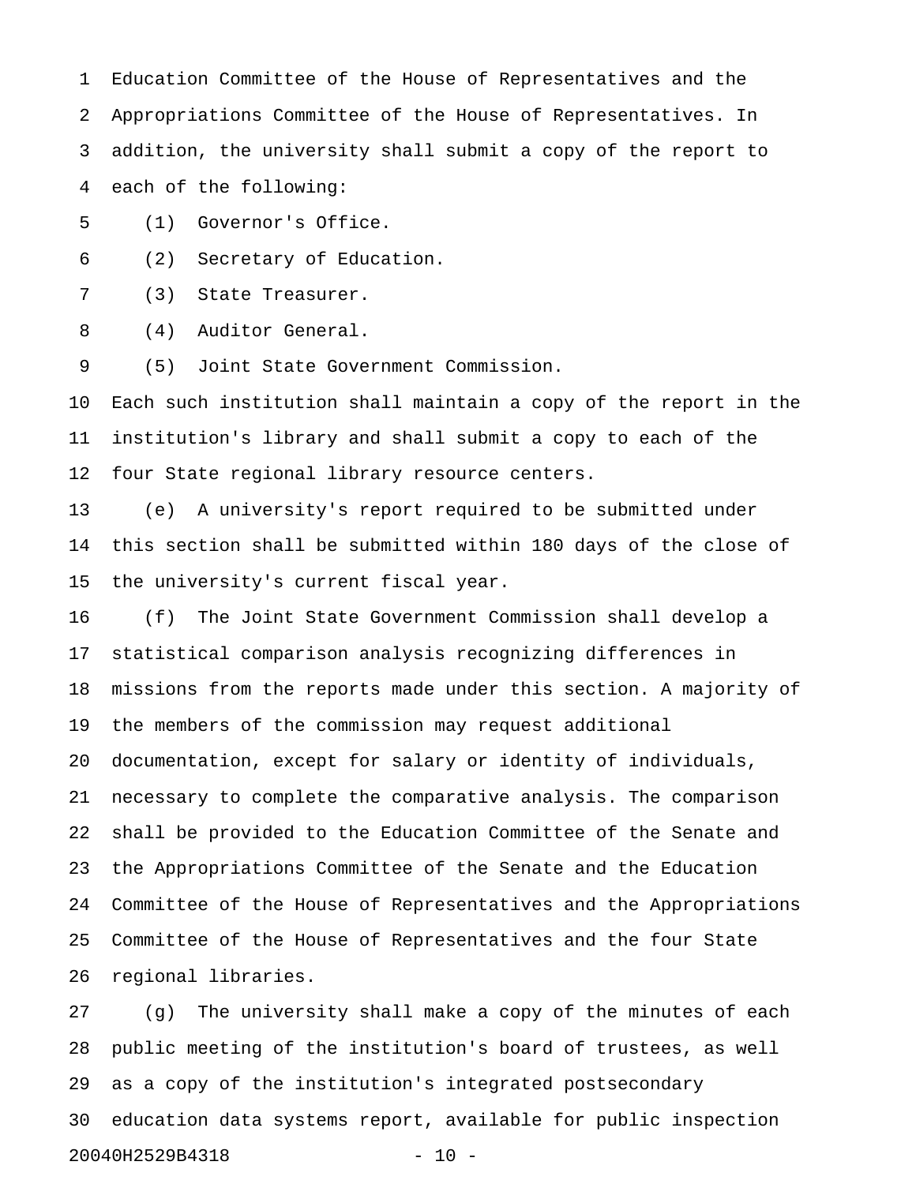Education Committee of the House of Representatives and the Appropriations Committee of the House of Representatives. In addition, the university shall submit a copy of the report to each of the following:

(1) Governor's Office.

(2) Secretary of Education.

(3) State Treasurer.

(4) Auditor General.

(5) Joint State Government Commission.

Each such institution shall maintain a copy of the report in the institution's library and shall submit a copy to each of the four State regional library resource centers.

(e) A university's report required to be submitted under this section shall be submitted within 180 days of the close of the university's current fiscal year.

(f) The Joint State Government Commission shall develop a statistical comparison analysis recognizing differences in missions from the reports made under this section. A majority of the members of the commission may request additional documentation, except for salary or identity of individuals, necessary to complete the comparative analysis. The comparison shall be provided to the Education Committee of the Senate and the Appropriations Committee of the Senate and the Education Committee of the House of Representatives and the Appropriations Committee of the House of Representatives and the four State regional libraries.

(g) The university shall make a copy of the minutes of each public meeting of the institution's board of trustees, as well as a copy of the institution's integrated postsecondary education data systems report, available for public inspection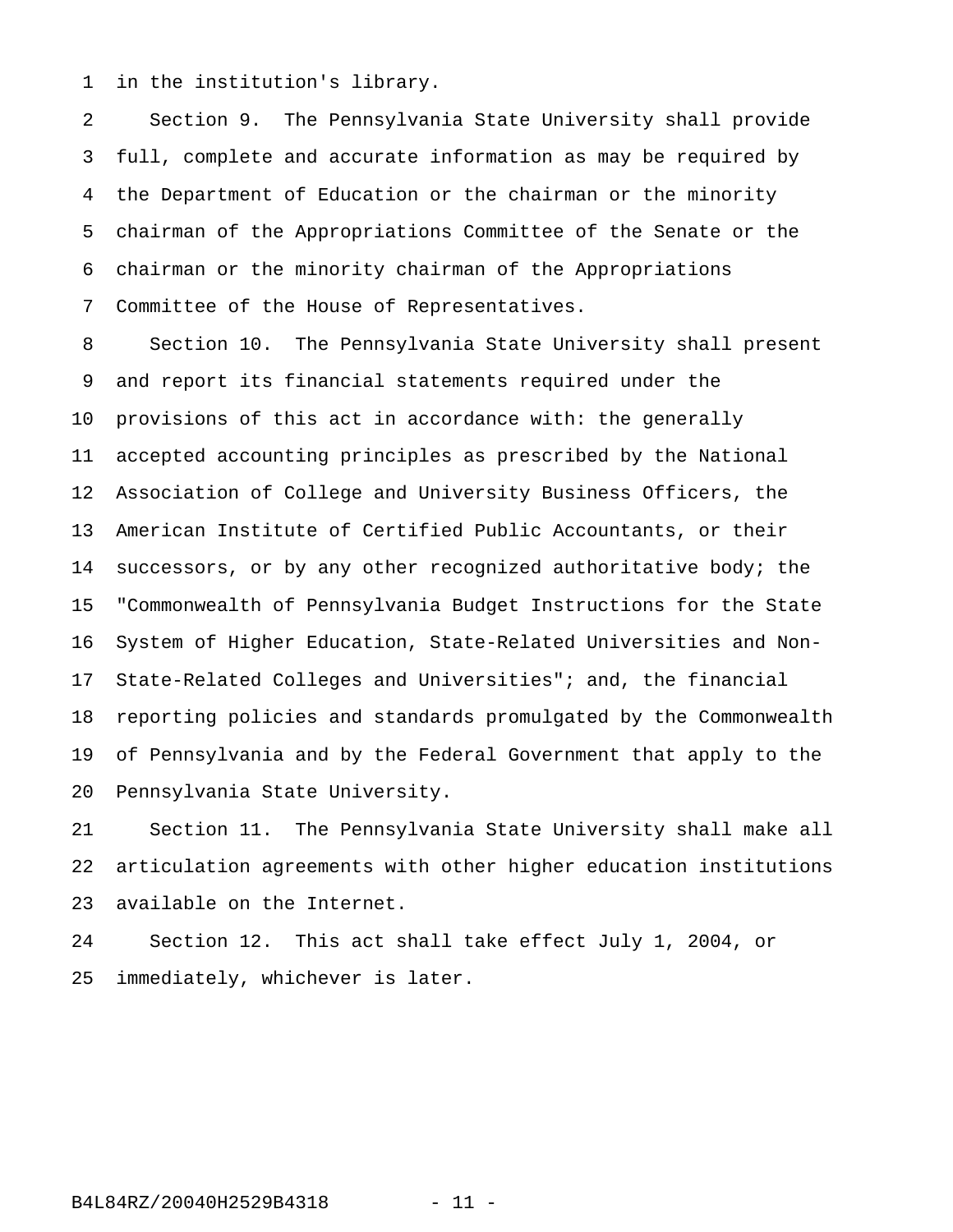in the institution's library.

Section 9. The Pennsylvania State University shall provide full, complete and accurate information as may be required by the Department of Education or the chairman or the minority chairman of the Appropriations Committee of the Senate or the chairman or the minority chairman of the Appropriations Committee of the House of Representatives.

Section 10. The Pennsylvania State University shall present and report its financial statements required under the provisions of this act in accordance with: the generally accepted accounting principles as prescribed by the National Association of College and University Business Officers, the American Institute of Certified Public Accountants, or their successors, or by any other recognized authoritative body; the "Commonwealth of Pennsylvania Budget Instructions for the State System of Higher Education, State-Related Universities and Non-State-Related Colleges and Universities"; and, the financial reporting policies and standards promulgated by the Commonwealth of Pennsylvania and by the Federal Government that apply to the Pennsylvania State University.

Section 11. The Pennsylvania State University shall make all articulation agreements with other higher education institutions available on the Internet.

Section 12. This act shall take effect July 1, 2004, or immediately, whichever is later.

B4L84RZ/20040H2529B4318